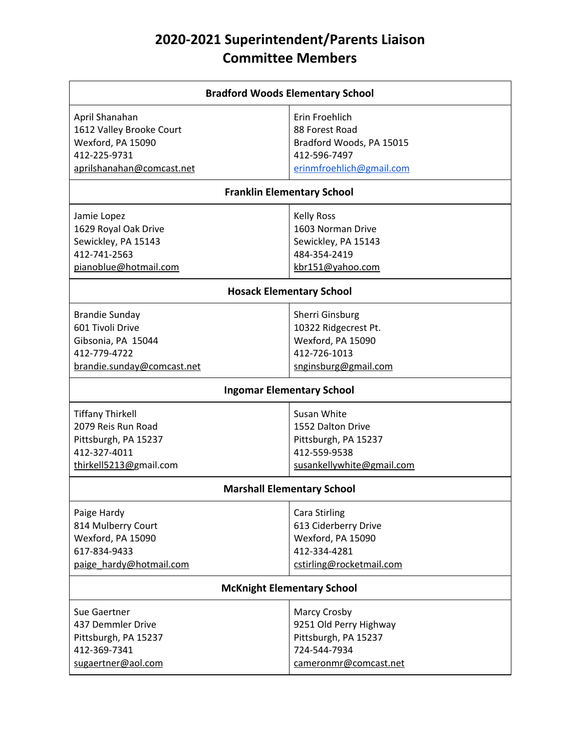# 2020-2021 Superintendent/Parents Liaison Committee Members

| Bradford Woods Elementary School | |
|---|---|
| April Shanahan<br>1612 Valley Brooke Court<br>Wexford, PA 15090<br>412-225-9731<br>aprilshanahan@comcast.net | Erin Froehlich<br>88 Forest Road<br>Bradford Woods, PA 15015<br>412-596-7497<br>erinmfroehlich@gmail.com |
| **Franklin Elementary School** | |
| Jamie Lopez<br>1629 Royal Oak Drive<br>Sewickley, PA 15143<br>412-741-2563<br>pianoblue@hotmail.com | Kelly Ross<br>1603 Norman Drive<br>Sewickley, PA 15143<br>484-354-2419<br>kbr151@yahoo.com |
| **Hosack Elementary School** | |
| Brandie Sunday<br>601 Tivoli Drive<br>Gibsonia, PA 15044<br>412-779-4722<br>brandie.sunday@comcast.net | Sherri Ginsburg<br>10322 Ridgecrest Pt.<br>Wexford, PA 15090<br>412-726-1013<br>snginsburg@gmail.com |
| **Ingomar Elementary School** | |
| Tiffany Thirkell<br>2079 Reis Run Road<br>Pittsburgh, PA 15237<br>412-327-4011<br>thirkell5213@gmail.com | Susan White<br>1552 Dalton Drive<br>Pittsburgh, PA 15237<br>412-559-9538<br>susankellywhite@gmail.com |
| **Marshall Elementary School** | |
| Paige Hardy<br>814 Mulberry Court<br>Wexford, PA 15090<br>617-834-9433<br>paige_hardy@hotmail.com | Cara Stirling<br>613 Ciderberry Drive<br>Wexford, PA 15090<br>412-334-4281<br>cstirling@rocketmail.com |
| **McKnight Elementary School** | |
| Sue Gaertner<br>437 Demmler Drive<br>Pittsburgh, PA 15237<br>412-369-7341<br>sugaertner@aol.com | Marcy Crosby<br>9251 Old Perry Highway<br>Pittsburgh, PA 15237<br>724-544-7934<br>cameronmr@comcast.net |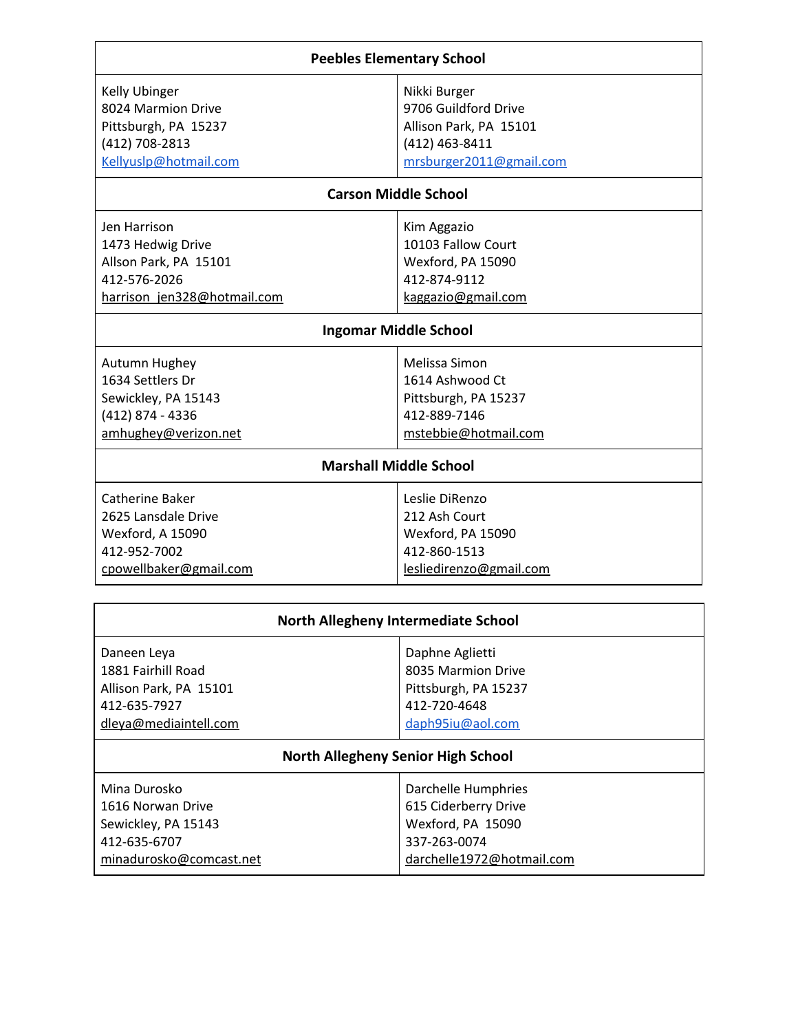| **Peebles Elementary School** | |
|---|---|
| Kelly Ubinger<br>8024 Marmion Drive<br>Pittsburgh, PA 15237<br>(412) 708-2813<br>Kellyuslp@hotmail.com | Nikki Burger<br>9706 Guildford Drive<br>Allison Park, PA 15101<br>(412) 463-8411<br>mrsburger2011@gmail.com |
| **Carson Middle School** | |
| Jen Harrison<br>1473 Hedwig Drive<br>Allson Park, PA 15101<br>412-576-2026<br>harrison_jen328@hotmail.com | Kim Aggazio<br>10103 Fallow Court<br>Wexford, PA 15090<br>412-874-9112<br>kaggazio@gmail.com |
| **Ingomar Middle School** | |
| Autumn Hughey<br>1634 Settlers Dr<br>Sewickley, PA 15143<br>(412) 874 - 4336<br>amhughey@verizon.net | Melissa Simon<br>1614 Ashwood Ct<br>Pittsburgh, PA 15237<br>412-889-7146<br>mstebbie@hotmail.com |
| **Marshall Middle School** | |
| Catherine Baker<br>2625 Lansdale Drive<br>Wexford, A 15090<br>412-952-7002<br>cpowellbaker@gmail.com | Leslie DiRenzo<br>212 Ash Court<br>Wexford, PA 15090<br>412-860-1513<br>lesliedirenzo@gmail.com |

| **North Allegheny Intermediate School** | |
|---|---|
| Daneen Leya<br>1881 Fairhill Road<br>Allison Park, PA 15101<br>412-635-7927<br>dleya@mediaintell.com | Daphne Aglietti<br>8035 Marmion Drive<br>Pittsburgh, PA 15237<br>412-720-4648<br>daph95iu@aol.com |
| **North Allegheny Senior High School** | |
| Mina Durosko<br>1616 Norwan Drive<br>Sewickley, PA 15143<br>412-635-6707<br>minadurosko@comcast.net | Darchelle Humphries<br>615 Ciderberry Drive<br>Wexford, PA 15090<br>337-263-0074<br>darchelle1972@hotmail.com |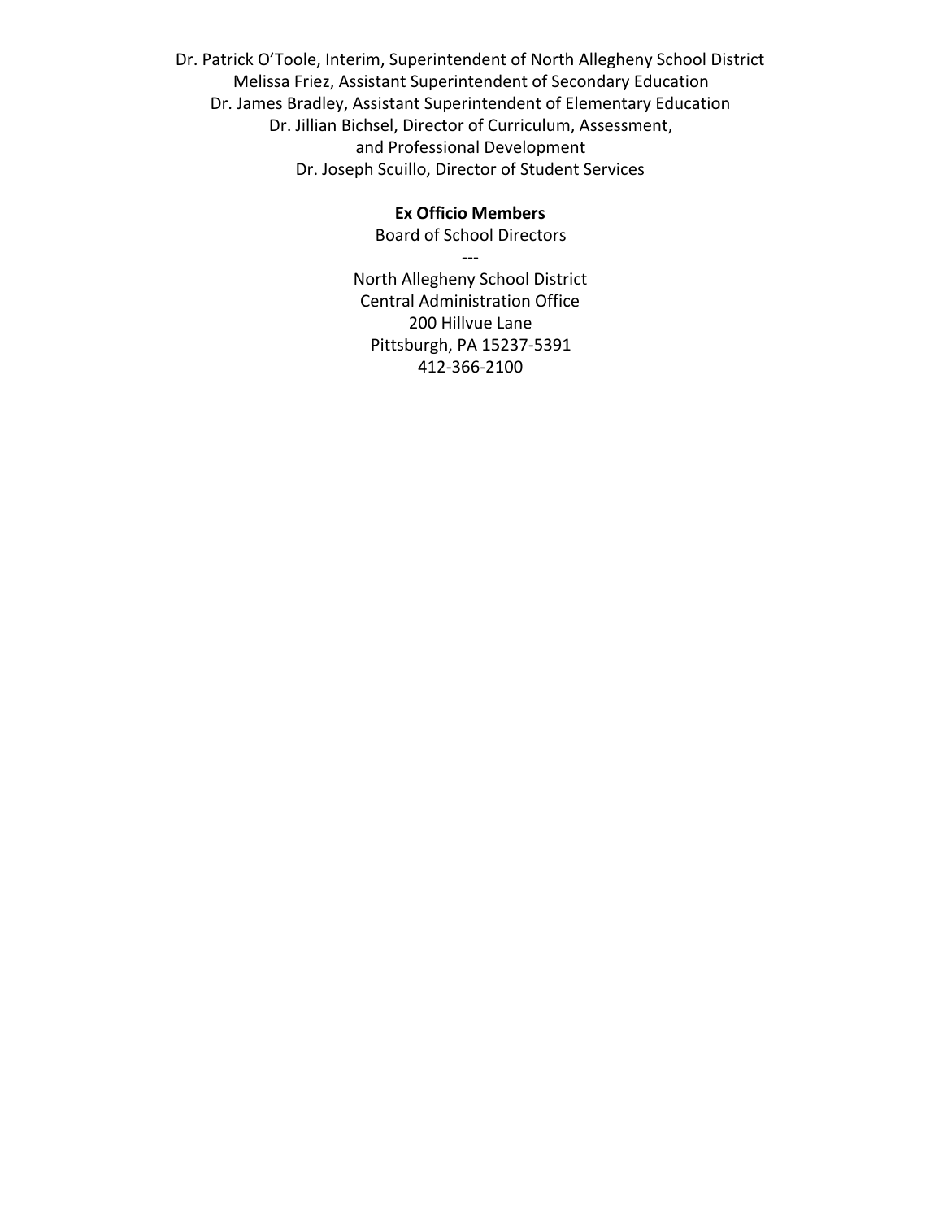Dr. Patrick O'Toole, Interim, Superintendent of North Allegheny School District
Melissa Friez, Assistant Superintendent of Secondary Education
Dr. James Bradley, Assistant Superintendent of Elementary Education
Dr. Jillian Bichsel, Director of Curriculum, Assessment,
and Professional Development
Dr. Joseph Scuillo, Director of Student Services

**Ex Officio Members**

Board of School Directors

---

North Allegheny School District
Central Administration Office
200 Hillvue Lane
Pittsburgh, PA 15237-5391
412-366-2100